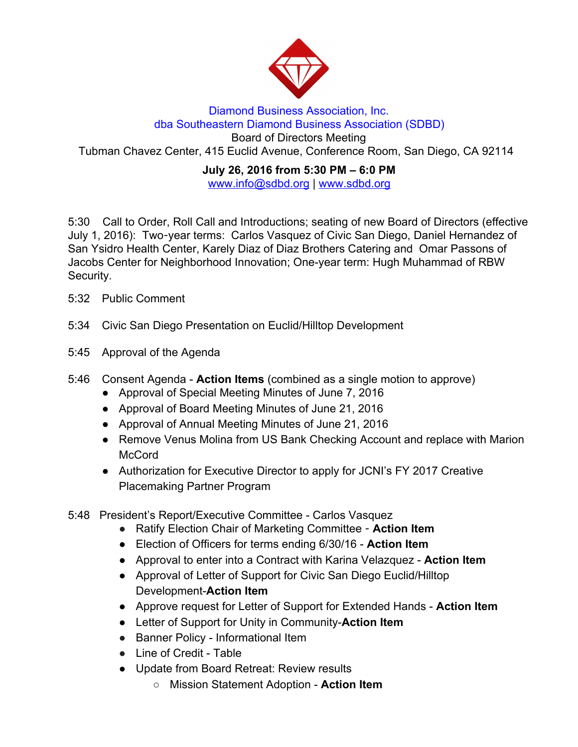Diamond Business Association, Inc.
dba Southeastern Diamond Business Association (SDBD)
Board of Directors Meeting
Tubman Chavez Center, 415 Euclid Avenue, Conference Room, San Diego, CA 92114

**July 26, 2016 from 5:30 PM – 6:0 PM**
www.info@sdbd.org | www.sdbd.org

5:30 Call to Order, Roll Call and Introductions; seating of new Board of Directors (effective July 1, 2016): Two-year terms: Carlos Vasquez of Civic San Diego, Daniel Hernandez of San Ysidro Health Center, Karely Diaz of Diaz Brothers Catering and Omar Passons of Jacobs Center for Neighborhood Innovation; One-year term: Hugh Muhammad of RBW Security.

5:32 Public Comment

5:34 Civic San Diego Presentation on Euclid/Hilltop Development

5:45 Approval of the Agenda

5:46 Consent Agenda - **Action Items** (combined as a single motion to approve)

- Approval of Special Meeting Minutes of June 7, 2016
- Approval of Board Meeting Minutes of June 21, 2016
- Approval of Annual Meeting Minutes of June 21, 2016
- Remove Venus Molina from US Bank Checking Account and replace with Marion McCord
- Authorization for Executive Director to apply for JCNI's FY 2017 Creative Placemaking Partner Program

5:48 President's Report/Executive Committee - Carlos Vasquez

- Ratify Election Chair of Marketing Committee - **Action Item**
- Election of Officers for terms ending 6/30/16 - **Action Item**
- Approval to enter into a Contract with Karina Velazquez - **Action Item**
- Approval of Letter of Support for Civic San Diego Euclid/Hilltop Development-**Action Item**
- Approve request for Letter of Support for Extended Hands - **Action Item**
- Letter of Support for Unity in Community-**Action Item**
- Banner Policy - Informational Item
- Line of Credit - Table
- Update from Board Retreat: Review results
    - Mission Statement Adoption - **Action Item**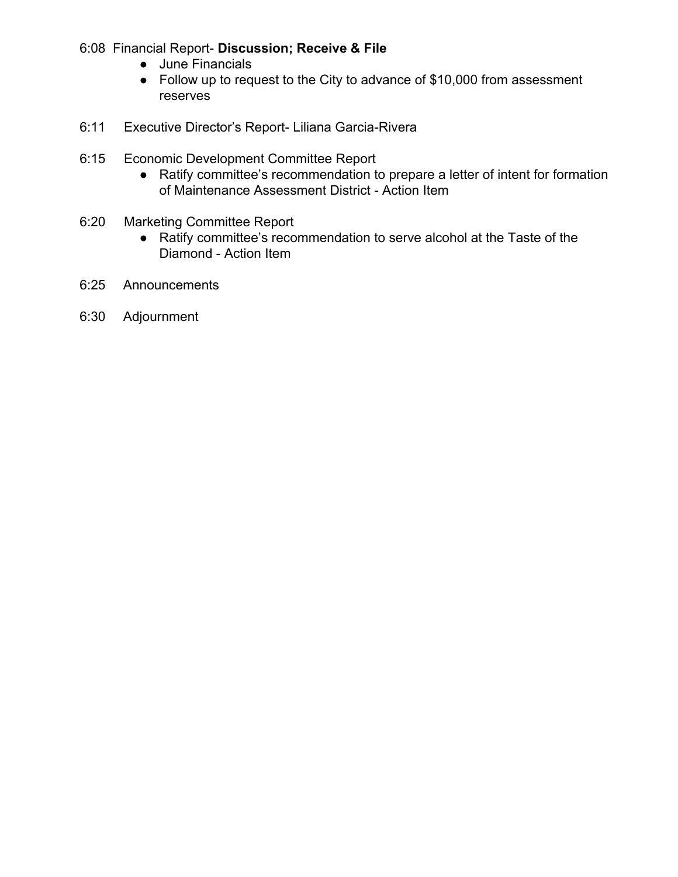6:08 Financial Report- **Discussion; Receive & File**

- June Financials
- Follow up to request to the City to advance of $10,000 from assessment reserves

6:11 Executive Director's Report- Liliana Garcia-Rivera

6:15 Economic Development Committee Report

- Ratify committee's recommendation to prepare a letter of intent for formation of Maintenance Assessment District - Action Item

6:20 Marketing Committee Report

- Ratify committee's recommendation to serve alcohol at the Taste of the Diamond - Action Item

6:25 Announcements

6:30 Adjournment